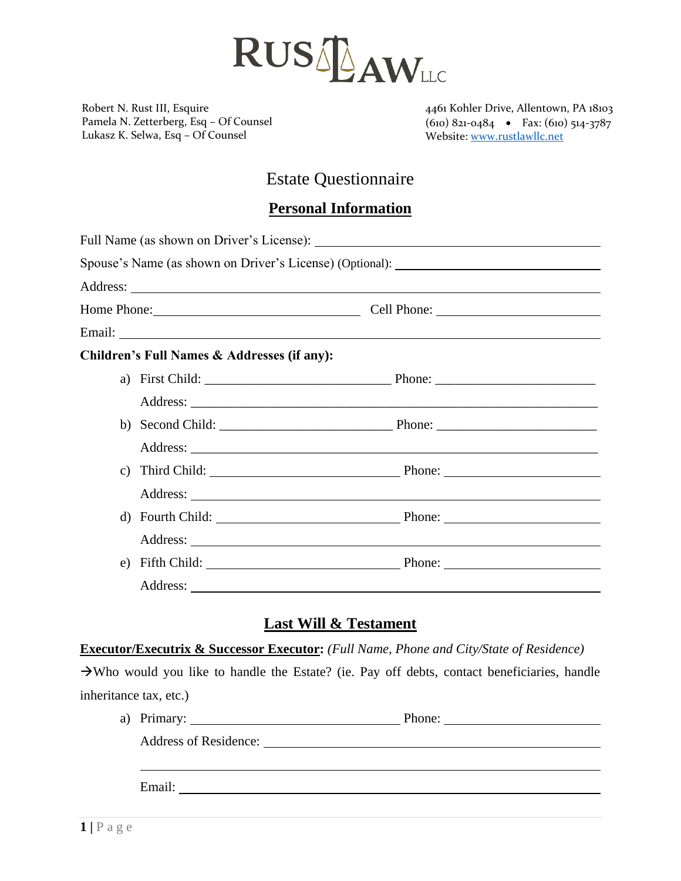# RUST LAW LLC

Robert N. Rust III, Esquire
Pamela N. Zetterberg, Esq – Of Counsel
Lukasz K. Selwa, Esq – Of Counsel

4461 Kohler Drive, Allentown, PA 18103
(610) 821-0484 • Fax: (610) 514-3787
Website: www.rustlawllc.net

## Estate Questionnaire

### Personal Information

Full Name (as shown on Driver's License): ______________________________

Spouse's Name (as shown on Driver's License) (Optional): ______________________________

Address: ______________________________

Home Phone: ______________________________ Cell Phone: ______________________________

Email: ______________________________

**Children's Full Names & Addresses (if any):**

a) First Child: ______________________________ Phone: ______________________________

   Address: ______________________________

b) Second Child: ______________________________ Phone: ______________________________

   Address: ______________________________

c) Third Child: ______________________________ Phone: ______________________________

   Address: ______________________________

d) Fourth Child: ______________________________ Phone: ______________________________

   Address: ______________________________

e) Fifth Child: ______________________________ Phone: ______________________________

   Address: ______________________________

### Last Will & Testament

**Executor/Executrix & Successor Executor:** *(Full Name, Phone and City/State of Residence)*

→Who would you like to handle the Estate? (ie. Pay off debts, contact beneficiaries, handle inheritance tax, etc.)

a) Primary: ______________________________ Phone: ______________________________

   Address of Residence: ______________________________

   ______________________________

   Email: ______________________________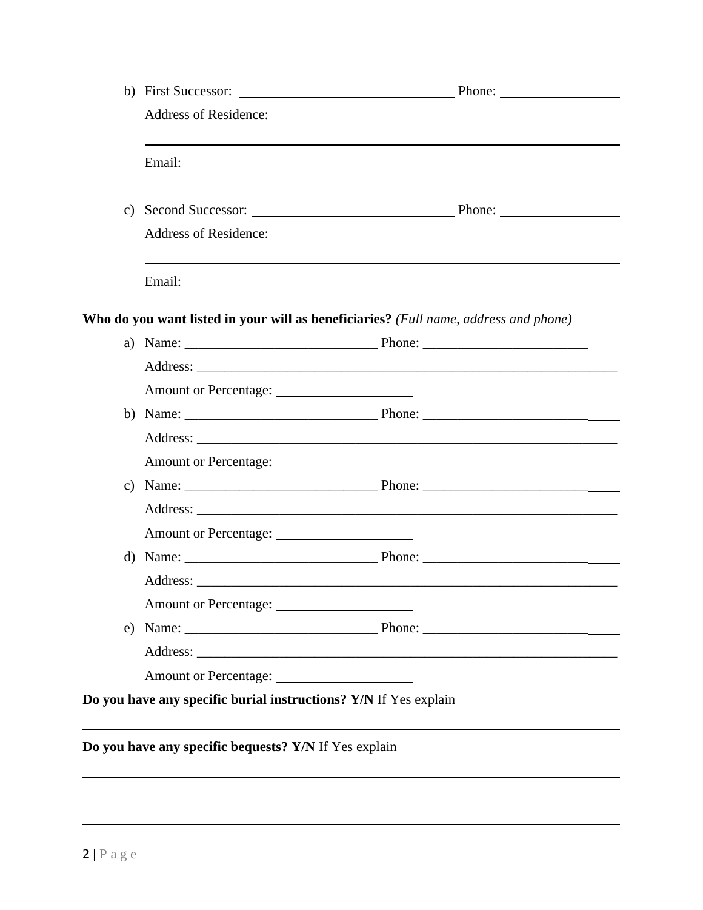b) First Successor: ________________________________ Phone: _________________

Address of Residence: ________________________________________________________

______________________________________________________________________________

Email: _______________________________________________________________________

c) Second Successor: ______________________________ Phone: _________________

Address of Residence: ________________________________________________________

______________________________________________________________________________

Email: _______________________________________________________________________

**Who do you want listed in your will as beneficiaries?** *(Full name, address and phone)*

a) Name: ____________________________ Phone: _____________________________

Address: _______________________________________________________________

Amount or Percentage: ____________________

b) Name: ____________________________ Phone: _____________________________

Address: _______________________________________________________________

Amount or Percentage: ____________________

c) Name: ____________________________ Phone: _____________________________

Address: _______________________________________________________________

Amount or Percentage: ____________________

d) Name: ____________________________ Phone: _____________________________

Address: _______________________________________________________________

Amount or Percentage: ____________________

e) Name: ____________________________ Phone: _____________________________

Address: _______________________________________________________________

Amount or Percentage: ____________________

**Do you have any specific burial instructions? Y/N** If Yes explain ________________________

______________________________________________________________________________

**Do you have any specific bequests? Y/N** If Yes explain ________________________________

______________________________________________________________________________

______________________________________________________________________________

______________________________________________________________________________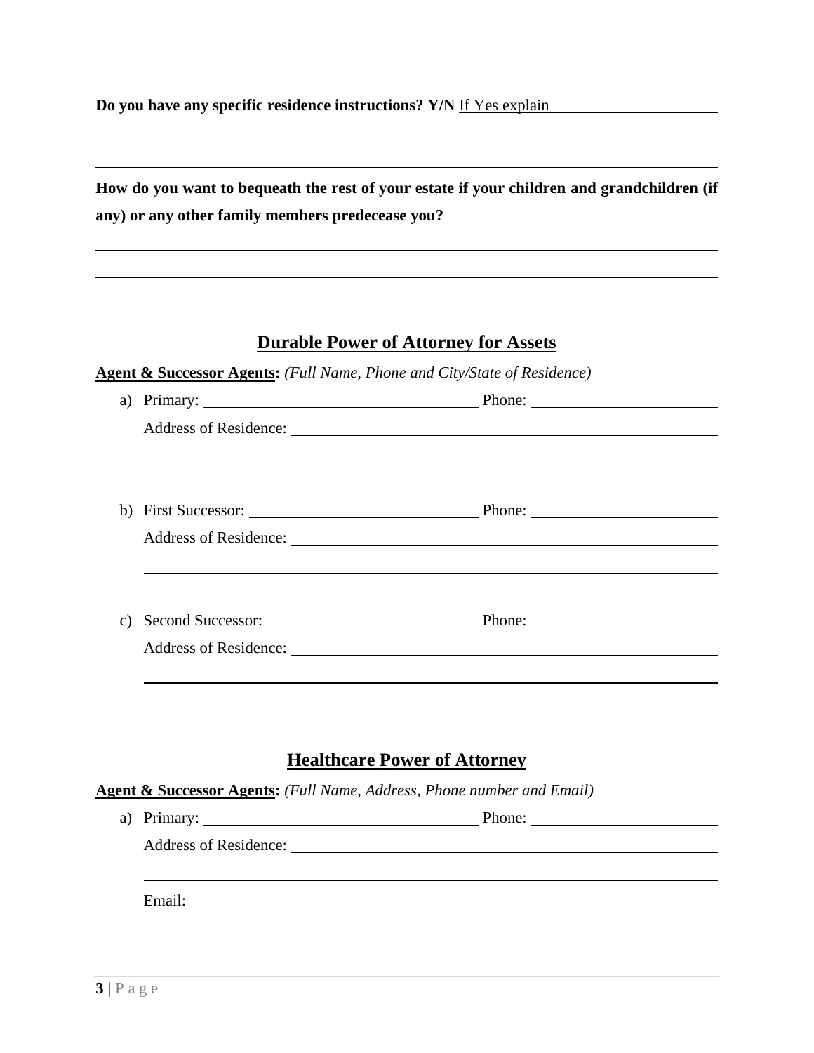**Do you have any specific residence instructions? Y/N** If Yes explain ______________________

_______________________________________________________________________________

_______________________________________________________________________________

**How do you want to bequeath the rest of your estate if your children and grandchildren (if any) or any other family members predecease you?** ______________________________

_______________________________________________________________________________

_______________________________________________________________________________

## Durable Power of Attorney for Assets

**Agent & Successor Agents:** *(Full Name, Phone and City/State of Residence)*

a) Primary: ______________________________ Phone: ____________________

   Address of Residence: ________________________________________________

   ____________________________________________________________________

b) First Successor: ________________________ Phone: ____________________

   Address of Residence: ________________________________________________

   ____________________________________________________________________

c) Second Successor: ______________________ Phone: ____________________

   Address of Residence: ________________________________________________

   ____________________________________________________________________

## Healthcare Power of Attorney

**Agent & Successor Agents:** *(Full Name, Address, Phone number and Email)*

a) Primary: ______________________________ Phone: ____________________

   Address of Residence: ________________________________________________

   ____________________________________________________________________

   Email: _____________________________________________________________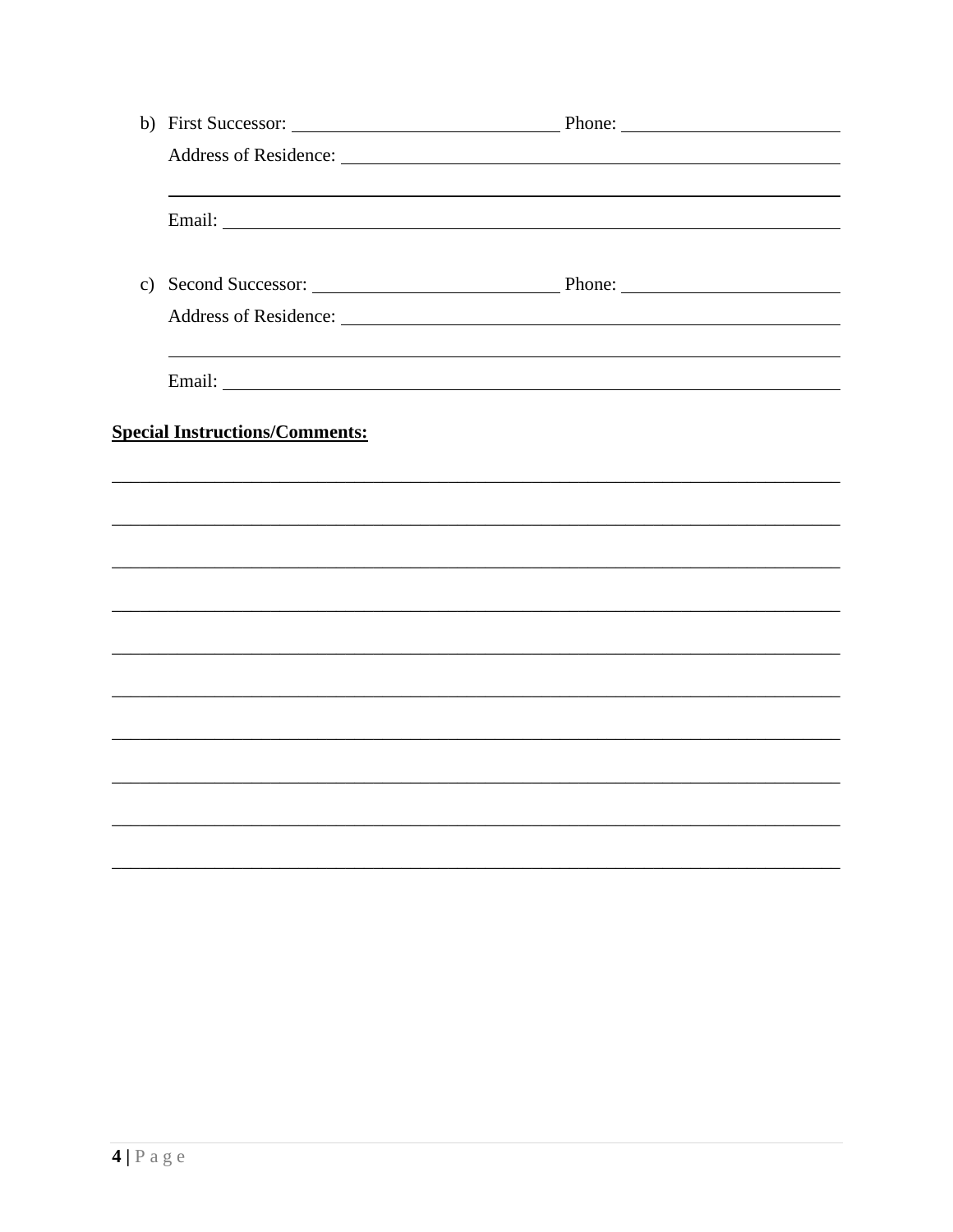b) First Successor: \_\_\_\_\_\_\_\_\_\_\_\_\_\_\_\_\_\_\_\_\_\_\_\_\_\_\_\_\_\_ Phone: \_\_\_\_\_\_\_\_\_\_\_\_\_\_\_\_\_\_\_\_\_\_\_\_\_

   Address of Residence: \_\_\_\_\_\_\_\_\_\_\_\_\_\_\_\_\_\_\_\_\_\_\_\_\_\_\_\_\_\_\_\_\_\_\_\_\_\_\_\_\_\_\_\_\_\_\_\_\_\_\_\_\_\_\_\_\_\_

   \_\_\_\_\_\_\_\_\_\_\_\_\_\_\_\_\_\_\_\_\_\_\_\_\_\_\_\_\_\_\_\_\_\_\_\_\_\_\_\_\_\_\_\_\_\_\_\_\_\_\_\_\_\_\_\_\_\_\_\_\_\_\_\_\_\_\_\_\_\_\_\_\_\_\_\_\_\_

   Email: \_\_\_\_\_\_\_\_\_\_\_\_\_\_\_\_\_\_\_\_\_\_\_\_\_\_\_\_\_\_\_\_\_\_\_\_\_\_\_\_\_\_\_\_\_\_\_\_\_\_\_\_\_\_\_\_\_\_\_\_\_\_\_\_\_\_\_\_\_

c) Second Successor: \_\_\_\_\_\_\_\_\_\_\_\_\_\_\_\_\_\_\_\_\_\_\_\_\_\_\_\_ Phone: \_\_\_\_\_\_\_\_\_\_\_\_\_\_\_\_\_\_\_\_\_\_\_\_\_

   Address of Residence: \_\_\_\_\_\_\_\_\_\_\_\_\_\_\_\_\_\_\_\_\_\_\_\_\_\_\_\_\_\_\_\_\_\_\_\_\_\_\_\_\_\_\_\_\_\_\_\_\_\_\_\_\_\_\_\_\_\_

   \_\_\_\_\_\_\_\_\_\_\_\_\_\_\_\_\_\_\_\_\_\_\_\_\_\_\_\_\_\_\_\_\_\_\_\_\_\_\_\_\_\_\_\_\_\_\_\_\_\_\_\_\_\_\_\_\_\_\_\_\_\_\_\_\_\_\_\_\_\_\_\_\_\_\_\_\_\_

   Email: \_\_\_\_\_\_\_\_\_\_\_\_\_\_\_\_\_\_\_\_\_\_\_\_\_\_\_\_\_\_\_\_\_\_\_\_\_\_\_\_\_\_\_\_\_\_\_\_\_\_\_\_\_\_\_\_\_\_\_\_\_\_\_\_\_\_\_\_\_

**Special Instructions/Comments:**

\_\_\_\_\_\_\_\_\_\_\_\_\_\_\_\_\_\_\_\_\_\_\_\_\_\_\_\_\_\_\_\_\_\_\_\_\_\_\_\_\_\_\_\_\_\_\_\_\_\_\_\_\_\_\_\_\_\_\_\_\_\_\_\_\_\_\_\_\_\_\_\_\_\_\_\_\_\_\_\_\_\_\_\_

\_\_\_\_\_\_\_\_\_\_\_\_\_\_\_\_\_\_\_\_\_\_\_\_\_\_\_\_\_\_\_\_\_\_\_\_\_\_\_\_\_\_\_\_\_\_\_\_\_\_\_\_\_\_\_\_\_\_\_\_\_\_\_\_\_\_\_\_\_\_\_\_\_\_\_\_\_\_\_\_\_\_\_\_

\_\_\_\_\_\_\_\_\_\_\_\_\_\_\_\_\_\_\_\_\_\_\_\_\_\_\_\_\_\_\_\_\_\_\_\_\_\_\_\_\_\_\_\_\_\_\_\_\_\_\_\_\_\_\_\_\_\_\_\_\_\_\_\_\_\_\_\_\_\_\_\_\_\_\_\_\_\_\_\_\_\_\_\_

\_\_\_\_\_\_\_\_\_\_\_\_\_\_\_\_\_\_\_\_\_\_\_\_\_\_\_\_\_\_\_\_\_\_\_\_\_\_\_\_\_\_\_\_\_\_\_\_\_\_\_\_\_\_\_\_\_\_\_\_\_\_\_\_\_\_\_\_\_\_\_\_\_\_\_\_\_\_\_\_\_\_\_\_

\_\_\_\_\_\_\_\_\_\_\_\_\_\_\_\_\_\_\_\_\_\_\_\_\_\_\_\_\_\_\_\_\_\_\_\_\_\_\_\_\_\_\_\_\_\_\_\_\_\_\_\_\_\_\_\_\_\_\_\_\_\_\_\_\_\_\_\_\_\_\_\_\_\_\_\_\_\_\_\_\_\_\_\_

\_\_\_\_\_\_\_\_\_\_\_\_\_\_\_\_\_\_\_\_\_\_\_\_\_\_\_\_\_\_\_\_\_\_\_\_\_\_\_\_\_\_\_\_\_\_\_\_\_\_\_\_\_\_\_\_\_\_\_\_\_\_\_\_\_\_\_\_\_\_\_\_\_\_\_\_\_\_\_\_\_\_\_\_

\_\_\_\_\_\_\_\_\_\_\_\_\_\_\_\_\_\_\_\_\_\_\_\_\_\_\_\_\_\_\_\_\_\_\_\_\_\_\_\_\_\_\_\_\_\_\_\_\_\_\_\_\_\_\_\_\_\_\_\_\_\_\_\_\_\_\_\_\_\_\_\_\_\_\_\_\_\_\_\_\_\_\_\_

\_\_\_\_\_\_\_\_\_\_\_\_\_\_\_\_\_\_\_\_\_\_\_\_\_\_\_\_\_\_\_\_\_\_\_\_\_\_\_\_\_\_\_\_\_\_\_\_\_\_\_\_\_\_\_\_\_\_\_\_\_\_\_\_\_\_\_\_\_\_\_\_\_\_\_\_\_\_\_\_\_\_\_\_

\_\_\_\_\_\_\_\_\_\_\_\_\_\_\_\_\_\_\_\_\_\_\_\_\_\_\_\_\_\_\_\_\_\_\_\_\_\_\_\_\_\_\_\_\_\_\_\_\_\_\_\_\_\_\_\_\_\_\_\_\_\_\_\_\_\_\_\_\_\_\_\_\_\_\_\_\_\_\_\_\_\_\_\_

\_\_\_\_\_\_\_\_\_\_\_\_\_\_\_\_\_\_\_\_\_\_\_\_\_\_\_\_\_\_\_\_\_\_\_\_\_\_\_\_\_\_\_\_\_\_\_\_\_\_\_\_\_\_\_\_\_\_\_\_\_\_\_\_\_\_\_\_\_\_\_\_\_\_\_\_\_\_\_\_\_\_\_\_